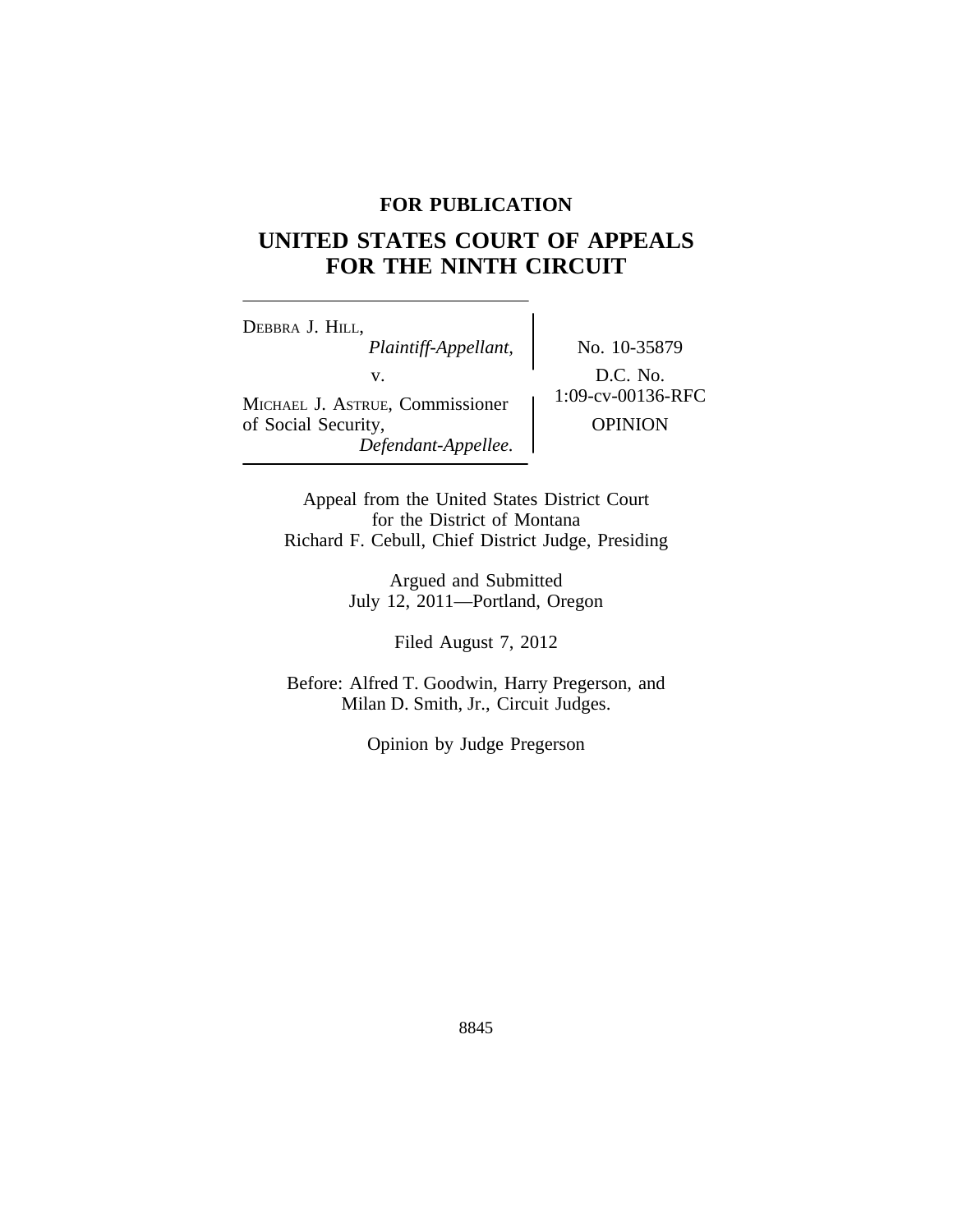**FOR PUBLICATION**

# UNITED STATES COURT OF APPEALS FOR THE NINTH CIRCUIT

DEBBRA J. HILL,
*Plaintiff-Appellant,*

v.

MICHAEL J. ASTRUE, Commissioner of Social Security,
*Defendant-Appellee.*

No. 10-35879

D.C. No. 1:09-cv-00136-RFC

OPINION

Appeal from the United States District Court
for the District of Montana
Richard F. Cebull, Chief District Judge, Presiding

Argued and Submitted
July 12, 2011—Portland, Oregon

Filed August 7, 2012

Before: Alfred T. Goodwin, Harry Pregerson, and
Milan D. Smith, Jr., Circuit Judges.

Opinion by Judge Pregerson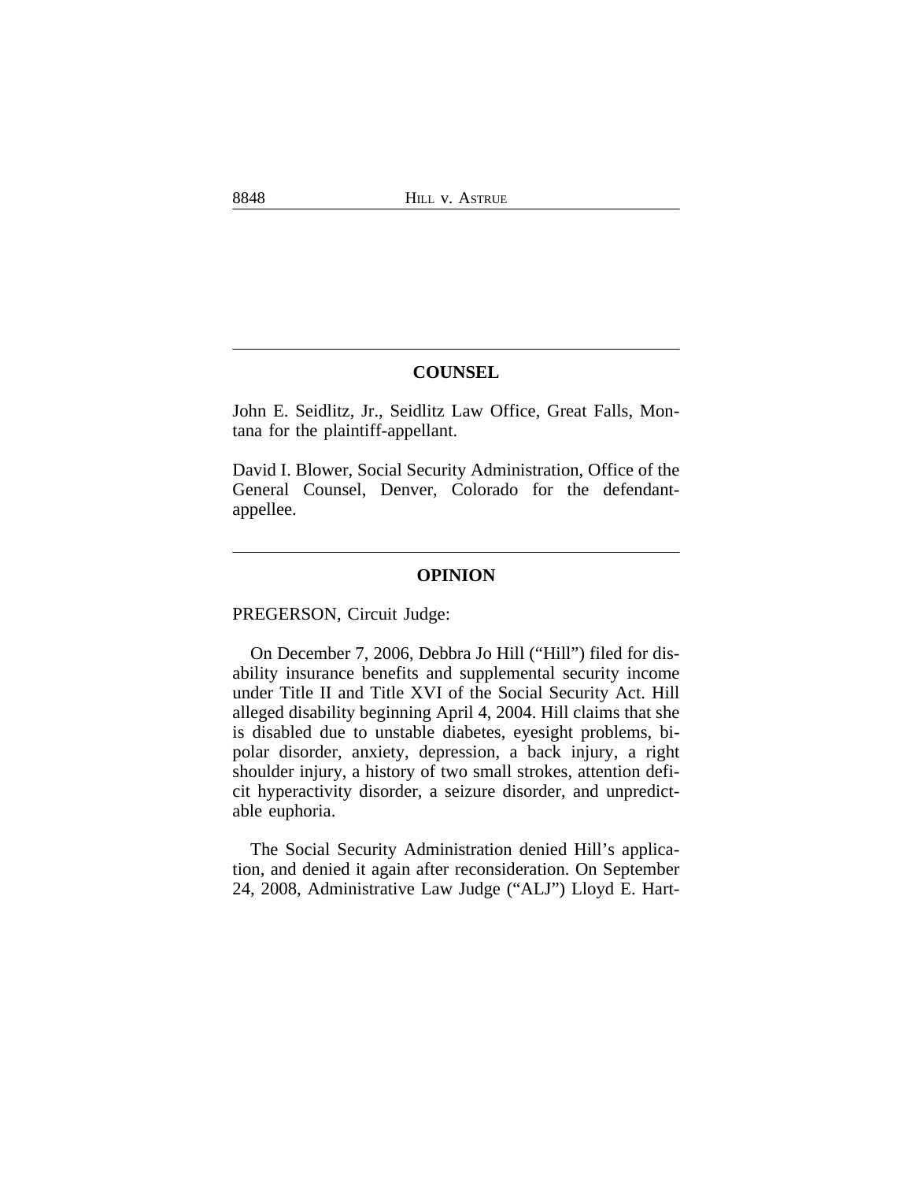## COUNSEL

John E. Seidlitz, Jr., Seidlitz Law Office, Great Falls, Montana for the plaintiff-appellant.

David I. Blower, Social Security Administration, Office of the General Counsel, Denver, Colorado for the defendant-appellee.

## OPINION

PREGERSON, Circuit Judge:

On December 7, 2006, Debbra Jo Hill ("Hill") filed for disability insurance benefits and supplemental security income under Title II and Title XVI of the Social Security Act. Hill alleged disability beginning April 4, 2004. Hill claims that she is disabled due to unstable diabetes, eyesight problems, bipolar disorder, anxiety, depression, a back injury, a right shoulder injury, a history of two small strokes, attention deficit hyperactivity disorder, a seizure disorder, and unpredictable euphoria.

The Social Security Administration denied Hill's application, and denied it again after reconsideration. On September 24, 2008, Administrative Law Judge ("ALJ") Lloyd E. Hart-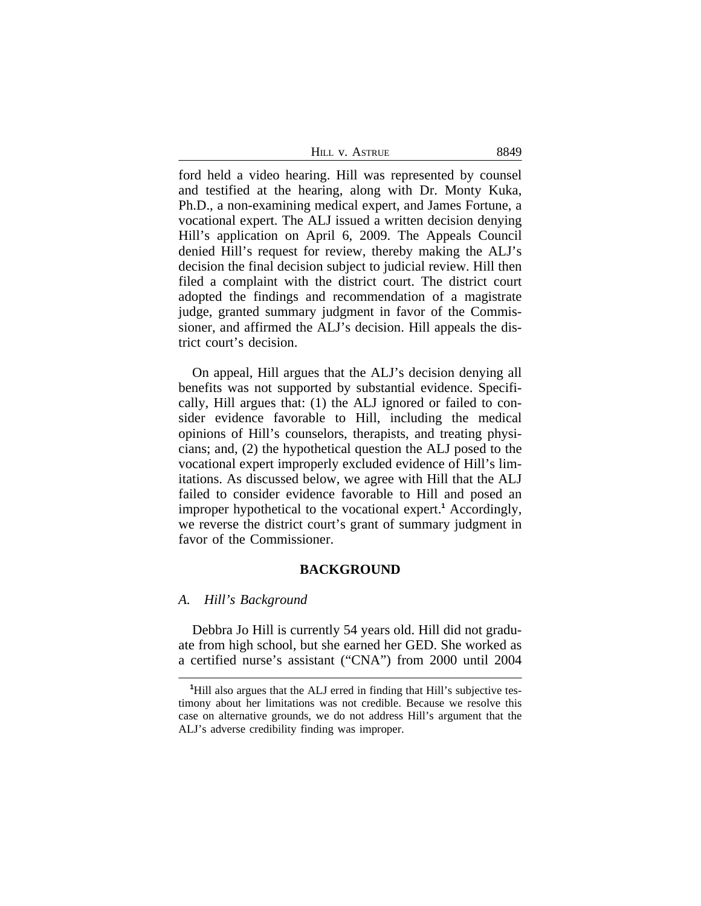ford held a video hearing. Hill was represented by counsel and testified at the hearing, along with Dr. Monty Kuka, Ph.D., a non-examining medical expert, and James Fortune, a vocational expert. The ALJ issued a written decision denying Hill's application on April 6, 2009. The Appeals Council denied Hill's request for review, thereby making the ALJ's decision the final decision subject to judicial review. Hill then filed a complaint with the district court. The district court adopted the findings and recommendation of a magistrate judge, granted summary judgment in favor of the Commissioner, and affirmed the ALJ's decision. Hill appeals the district court's decision.

On appeal, Hill argues that the ALJ's decision denying all benefits was not supported by substantial evidence. Specifically, Hill argues that: (1) the ALJ ignored or failed to consider evidence favorable to Hill, including the medical opinions of Hill's counselors, therapists, and treating physicians; and, (2) the hypothetical question the ALJ posed to the vocational expert improperly excluded evidence of Hill's limitations. As discussed below, we agree with Hill that the ALJ failed to consider evidence favorable to Hill and posed an improper hypothetical to the vocational expert.[1] Accordingly, we reverse the district court's grant of summary judgment in favor of the Commissioner.

## BACKGROUND

### *A. Hill's Background*

Debbra Jo Hill is currently 54 years old. Hill did not graduate from high school, but she earned her GED. She worked as a certified nurse's assistant ("CNA") from 2000 until 2004

[1]Hill also argues that the ALJ erred in finding that Hill's subjective testimony about her limitations was not credible. Because we resolve this case on alternative grounds, we do not address Hill's argument that the ALJ's adverse credibility finding was improper.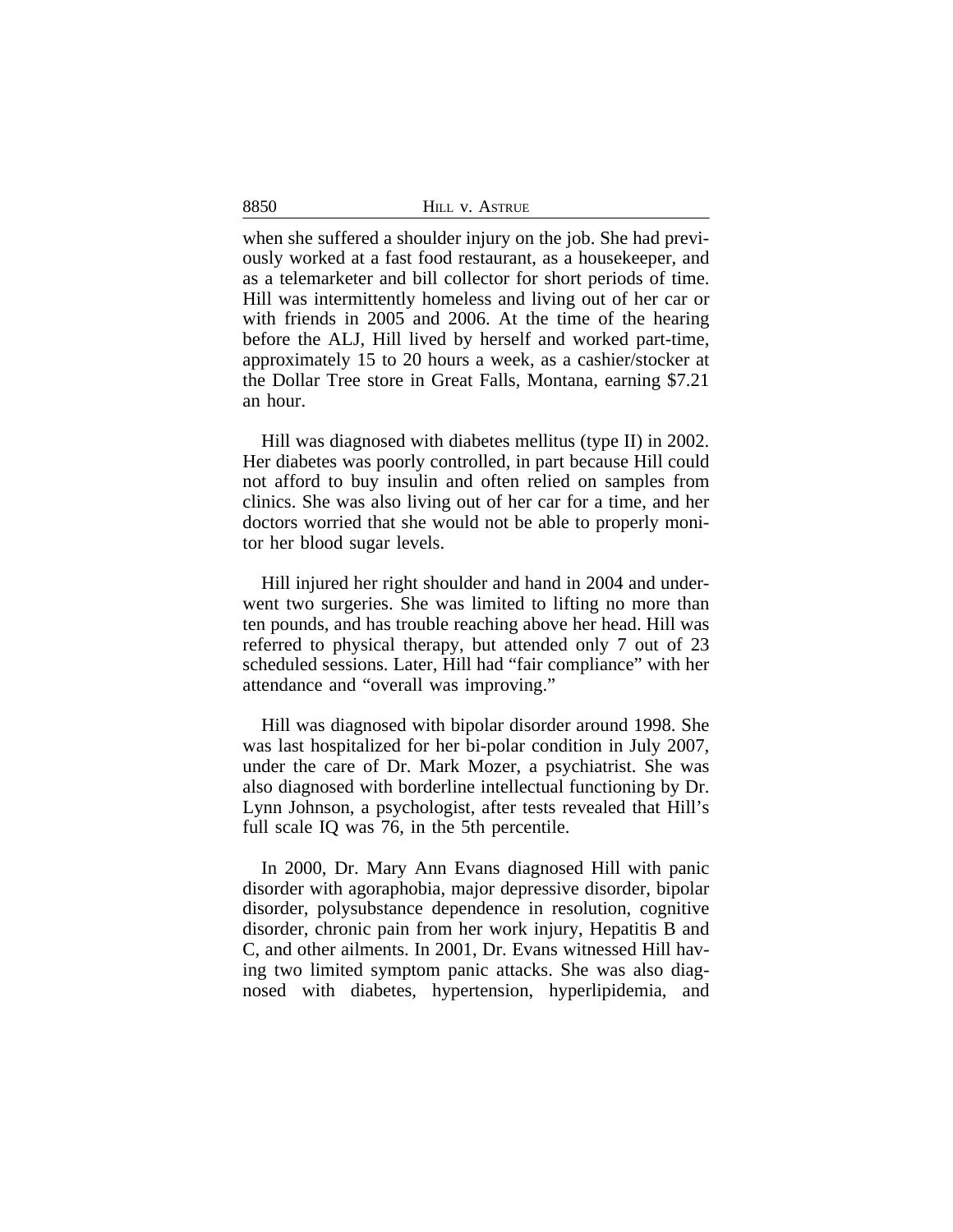when she suffered a shoulder injury on the job. She had previously worked at a fast food restaurant, as a housekeeper, and as a telemarketer and bill collector for short periods of time. Hill was intermittently homeless and living out of her car or with friends in 2005 and 2006. At the time of the hearing before the ALJ, Hill lived by herself and worked part-time, approximately 15 to 20 hours a week, as a cashier/stocker at the Dollar Tree store in Great Falls, Montana, earning $7.21 an hour.

Hill was diagnosed with diabetes mellitus (type II) in 2002. Her diabetes was poorly controlled, in part because Hill could not afford to buy insulin and often relied on samples from clinics. She was also living out of her car for a time, and her doctors worried that she would not be able to properly monitor her blood sugar levels.

Hill injured her right shoulder and hand in 2004 and underwent two surgeries. She was limited to lifting no more than ten pounds, and has trouble reaching above her head. Hill was referred to physical therapy, but attended only 7 out of 23 scheduled sessions. Later, Hill had "fair compliance" with her attendance and "overall was improving."

Hill was diagnosed with bipolar disorder around 1998. She was last hospitalized for her bi-polar condition in July 2007, under the care of Dr. Mark Mozer, a psychiatrist. She was also diagnosed with borderline intellectual functioning by Dr. Lynn Johnson, a psychologist, after tests revealed that Hill's full scale IQ was 76, in the 5th percentile.

In 2000, Dr. Mary Ann Evans diagnosed Hill with panic disorder with agoraphobia, major depressive disorder, bipolar disorder, polysubstance dependence in resolution, cognitive disorder, chronic pain from her work injury, Hepatitis B and C, and other ailments. In 2001, Dr. Evans witnessed Hill having two limited symptom panic attacks. She was also diagnosed with diabetes, hypertension, hyperlipidemia, and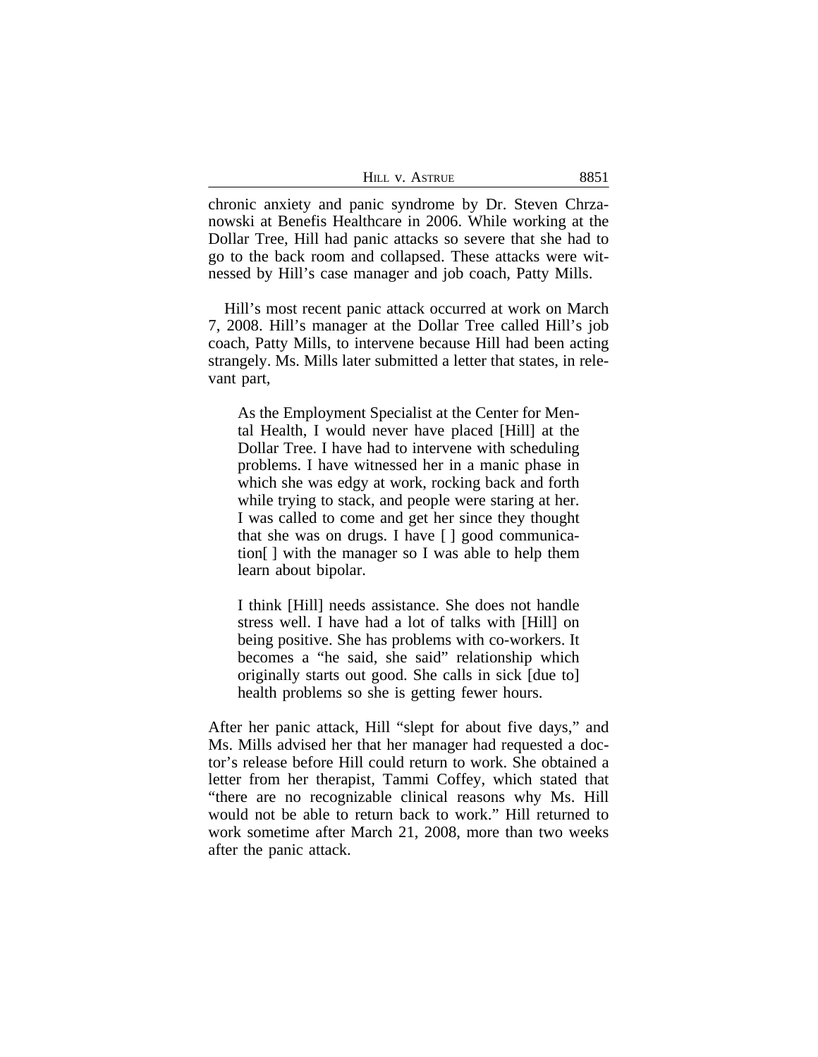chronic anxiety and panic syndrome by Dr. Steven Chrzanowski at Benefis Healthcare in 2006. While working at the Dollar Tree, Hill had panic attacks so severe that she had to go to the back room and collapsed. These attacks were witnessed by Hill's case manager and job coach, Patty Mills.

Hill's most recent panic attack occurred at work on March 7, 2008. Hill's manager at the Dollar Tree called Hill's job coach, Patty Mills, to intervene because Hill had been acting strangely. Ms. Mills later submitted a letter that states, in relevant part,

> As the Employment Specialist at the Center for Mental Health, I would never have placed [Hill] at the Dollar Tree. I have had to intervene with scheduling problems. I have witnessed her in a manic phase in which she was edgy at work, rocking back and forth while trying to stack, and people were staring at her. I was called to come and get her since they thought that she was on drugs. I have [ ] good communication[ ] with the manager so I was able to help them learn about bipolar.
>
> I think [Hill] needs assistance. She does not handle stress well. I have had a lot of talks with [Hill] on being positive. She has problems with co-workers. It becomes a "he said, she said" relationship which originally starts out good. She calls in sick [due to] health problems so she is getting fewer hours.

After her panic attack, Hill "slept for about five days," and Ms. Mills advised her that her manager had requested a doctor's release before Hill could return to work. She obtained a letter from her therapist, Tammi Coffey, which stated that "there are no recognizable clinical reasons why Ms. Hill would not be able to return back to work." Hill returned to work sometime after March 21, 2008, more than two weeks after the panic attack.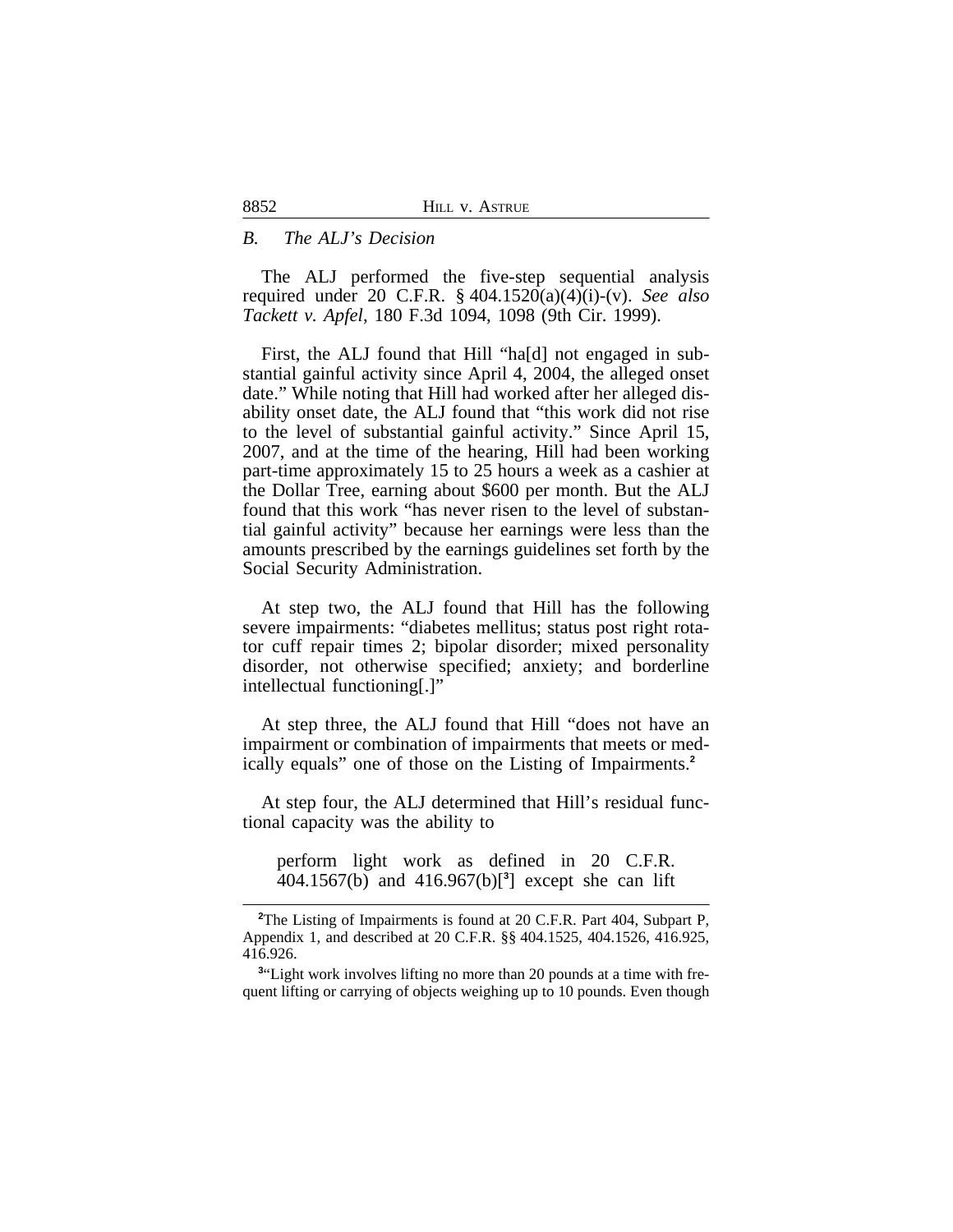### B. *The ALJ's Decision*

The ALJ performed the five-step sequential analysis required under 20 C.F.R. § 404.1520(a)(4)(i)-(v). *See also Tackett v. Apfel*, 180 F.3d 1094, 1098 (9th Cir. 1999).

First, the ALJ found that Hill "ha[d] not engaged in substantial gainful activity since April 4, 2004, the alleged onset date." While noting that Hill had worked after her alleged disability onset date, the ALJ found that "this work did not rise to the level of substantial gainful activity." Since April 15, 2007, and at the time of the hearing, Hill had been working part-time approximately 15 to 25 hours a week as a cashier at the Dollar Tree, earning about $600 per month. But the ALJ found that this work "has never risen to the level of substantial gainful activity" because her earnings were less than the amounts prescribed by the earnings guidelines set forth by the Social Security Administration.

At step two, the ALJ found that Hill has the following severe impairments: "diabetes mellitus; status post right rotator cuff repair times 2; bipolar disorder; mixed personality disorder, not otherwise specified; anxiety; and borderline intellectual functioning[.]"

At step three, the ALJ found that Hill "does not have an impairment or combination of impairments that meets or medically equals" one of those on the Listing of Impairments.[2]

At step four, the ALJ determined that Hill's residual functional capacity was the ability to

> perform light work as defined in 20 C.F.R. 404.1567(b) and 416.967(b)[[3]] except she can lift

---

[2]The Listing of Impairments is found at 20 C.F.R. Part 404, Subpart P, Appendix 1, and described at 20 C.F.R. §§ 404.1525, 404.1526, 416.925, 416.926.

[3]"Light work involves lifting no more than 20 pounds at a time with frequent lifting or carrying of objects weighing up to 10 pounds. Even though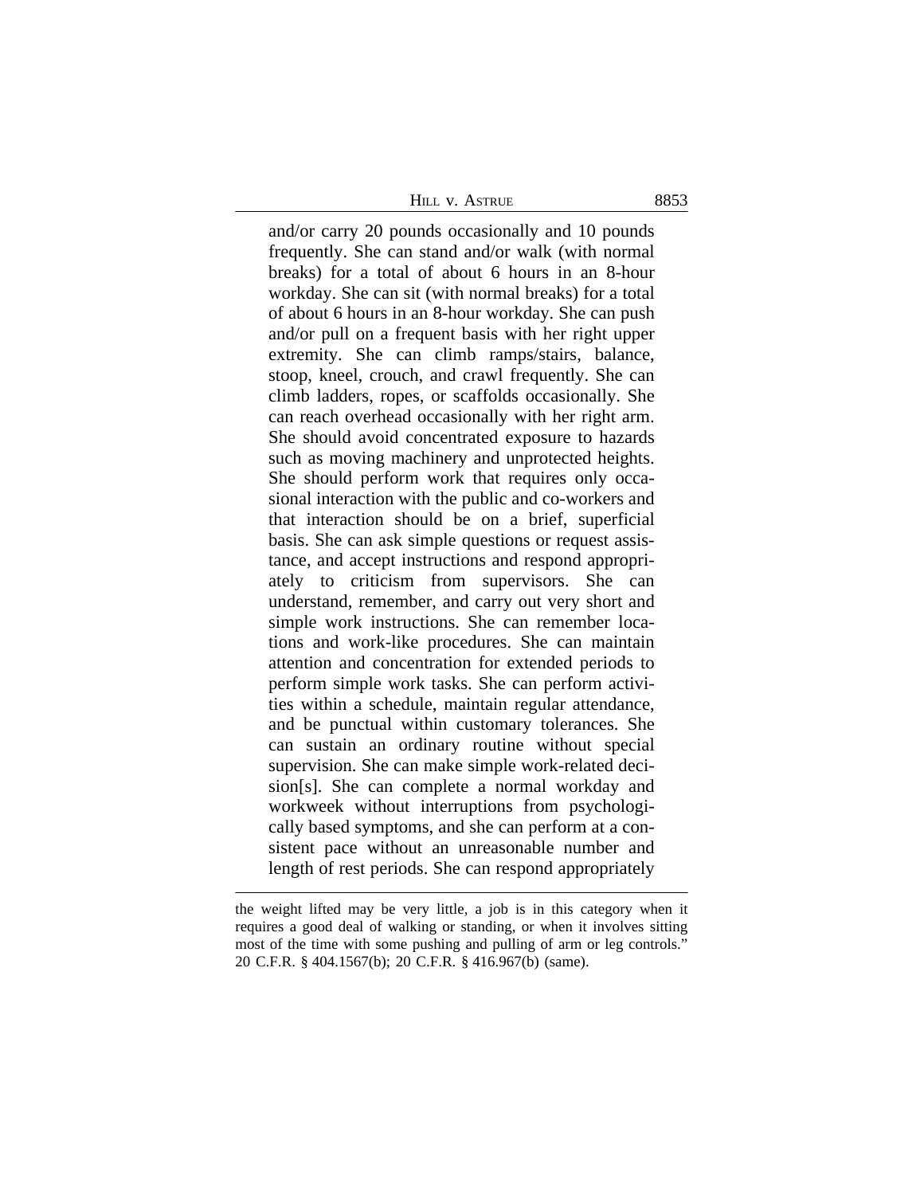and/or carry 20 pounds occasionally and 10 pounds frequently. She can stand and/or walk (with normal breaks) for a total of about 6 hours in an 8-hour workday. She can sit (with normal breaks) for a total of about 6 hours in an 8-hour workday. She can push and/or pull on a frequent basis with her right upper extremity. She can climb ramps/stairs, balance, stoop, kneel, crouch, and crawl frequently. She can climb ladders, ropes, or scaffolds occasionally. She can reach overhead occasionally with her right arm. She should avoid concentrated exposure to hazards such as moving machinery and unprotected heights. She should perform work that requires only occasional interaction with the public and co-workers and that interaction should be on a brief, superficial basis. She can ask simple questions or request assistance, and accept instructions and respond appropriately to criticism from supervisors. She can understand, remember, and carry out very short and simple work instructions. She can remember locations and work-like procedures. She can maintain attention and concentration for extended periods to perform simple work tasks. She can perform activities within a schedule, maintain regular attendance, and be punctual within customary tolerances. She can sustain an ordinary routine without special supervision. She can make simple work-related decision[s]. She can complete a normal workday and workweek without interruptions from psychologically based symptoms, and she can perform at a consistent pace without an unreasonable number and length of rest periods. She can respond appropriately

---

the weight lifted may be very little, a job is in this category when it requires a good deal of walking or standing, or when it involves sitting most of the time with some pushing and pulling of arm or leg controls." 20 C.F.R. § 404.1567(b); 20 C.F.R. § 416.967(b) (same).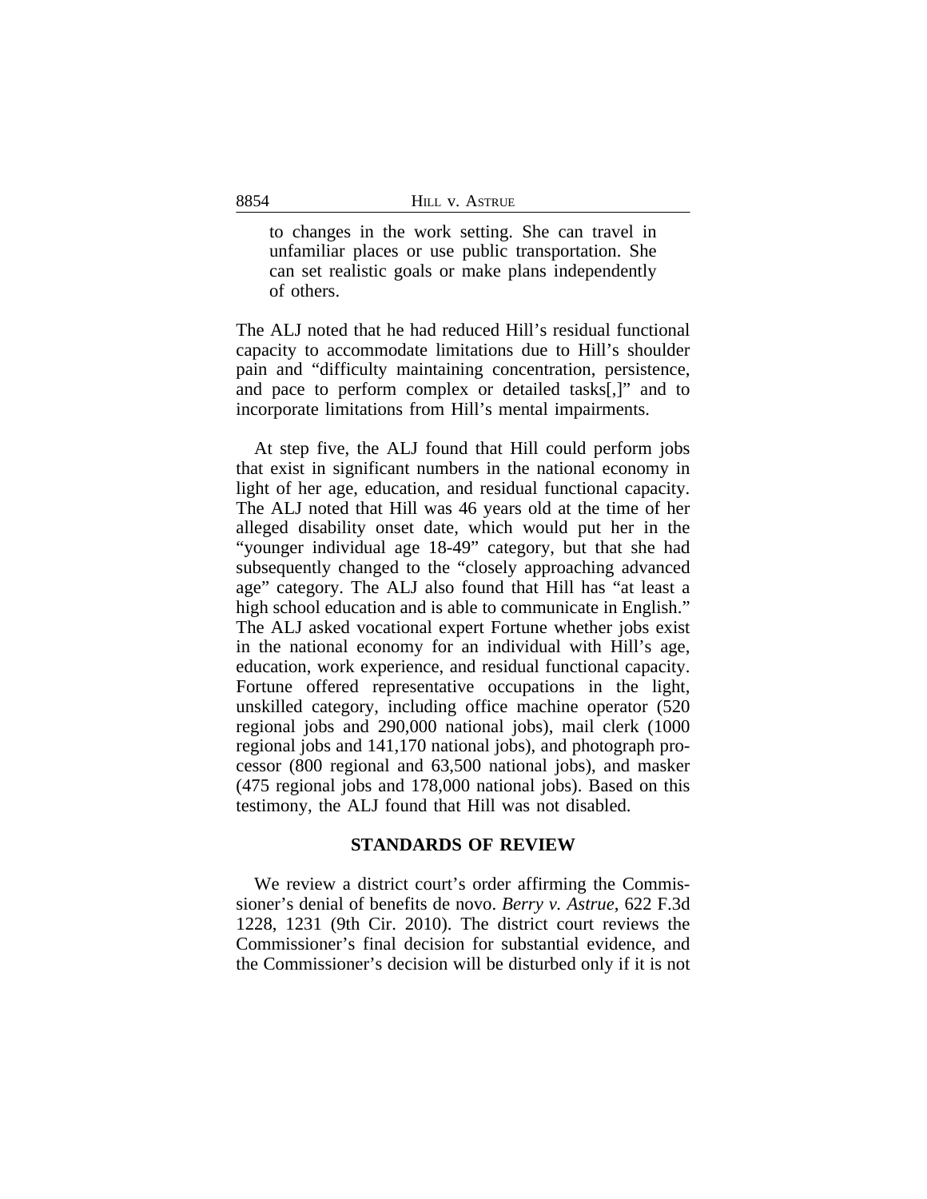> to changes in the work setting. She can travel in unfamiliar places or use public transportation. She can set realistic goals or make plans independently of others.

The ALJ noted that he had reduced Hill's residual functional capacity to accommodate limitations due to Hill's shoulder pain and "difficulty maintaining concentration, persistence, and pace to perform complex or detailed tasks[,]" and to incorporate limitations from Hill's mental impairments.

At step five, the ALJ found that Hill could perform jobs that exist in significant numbers in the national economy in light of her age, education, and residual functional capacity. The ALJ noted that Hill was 46 years old at the time of her alleged disability onset date, which would put her in the "younger individual age 18-49" category, but that she had subsequently changed to the "closely approaching advanced age" category. The ALJ also found that Hill has "at least a high school education and is able to communicate in English." The ALJ asked vocational expert Fortune whether jobs exist in the national economy for an individual with Hill's age, education, work experience, and residual functional capacity. Fortune offered representative occupations in the light, unskilled category, including office machine operator (520 regional jobs and 290,000 national jobs), mail clerk (1000 regional jobs and 141,170 national jobs), and photograph processor (800 regional and 63,500 national jobs), and masker (475 regional jobs and 178,000 national jobs). Based on this testimony, the ALJ found that Hill was not disabled.

## STANDARDS OF REVIEW

We review a district court's order affirming the Commissioner's denial of benefits de novo. *Berry v. Astrue*, 622 F.3d 1228, 1231 (9th Cir. 2010). The district court reviews the Commissioner's final decision for substantial evidence, and the Commissioner's decision will be disturbed only if it is not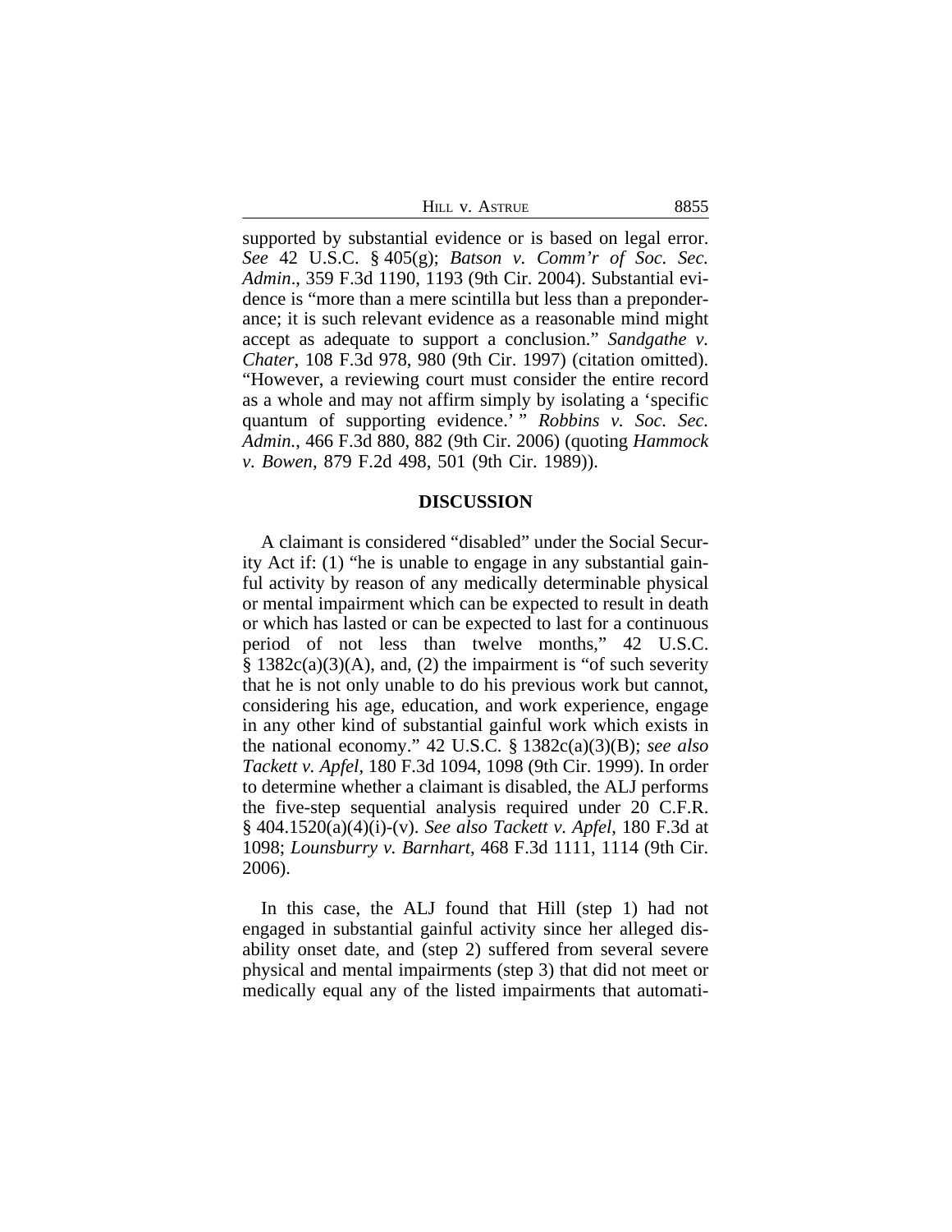supported by substantial evidence or is based on legal error. *See* 42 U.S.C. § 405(g); *Batson v. Comm'r of Soc. Sec. Admin*., 359 F.3d 1190, 1193 (9th Cir. 2004). Substantial evidence is "more than a mere scintilla but less than a preponderance; it is such relevant evidence as a reasonable mind might accept as adequate to support a conclusion." *Sandgathe v. Chater*, 108 F.3d 978, 980 (9th Cir. 1997) (citation omitted). "However, a reviewing court must consider the entire record as a whole and may not affirm simply by isolating a 'specific quantum of supporting evidence.' " *Robbins v. Soc. Sec. Admin.*, 466 F.3d 880, 882 (9th Cir. 2006) (quoting *Hammock v. Bowen*, 879 F.2d 498, 501 (9th Cir. 1989)).

## DISCUSSION

A claimant is considered "disabled" under the Social Security Act if: (1) "he is unable to engage in any substantial gainful activity by reason of any medically determinable physical or mental impairment which can be expected to result in death or which has lasted or can be expected to last for a continuous period of not less than twelve months," 42 U.S.C. § 1382c(a)(3)(A), and, (2) the impairment is "of such severity that he is not only unable to do his previous work but cannot, considering his age, education, and work experience, engage in any other kind of substantial gainful work which exists in the national economy." 42 U.S.C. § 1382c(a)(3)(B); *see also Tackett v. Apfel*, 180 F.3d 1094, 1098 (9th Cir. 1999). In order to determine whether a claimant is disabled, the ALJ performs the five-step sequential analysis required under 20 C.F.R. § 404.1520(a)(4)(i)-(v). *See also Tackett v. Apfel*, 180 F.3d at 1098; *Lounsburry v. Barnhart*, 468 F.3d 1111, 1114 (9th Cir. 2006).

In this case, the ALJ found that Hill (step 1) had not engaged in substantial gainful activity since her alleged disability onset date, and (step 2) suffered from several severe physical and mental impairments (step 3) that did not meet or medically equal any of the listed impairments that automati-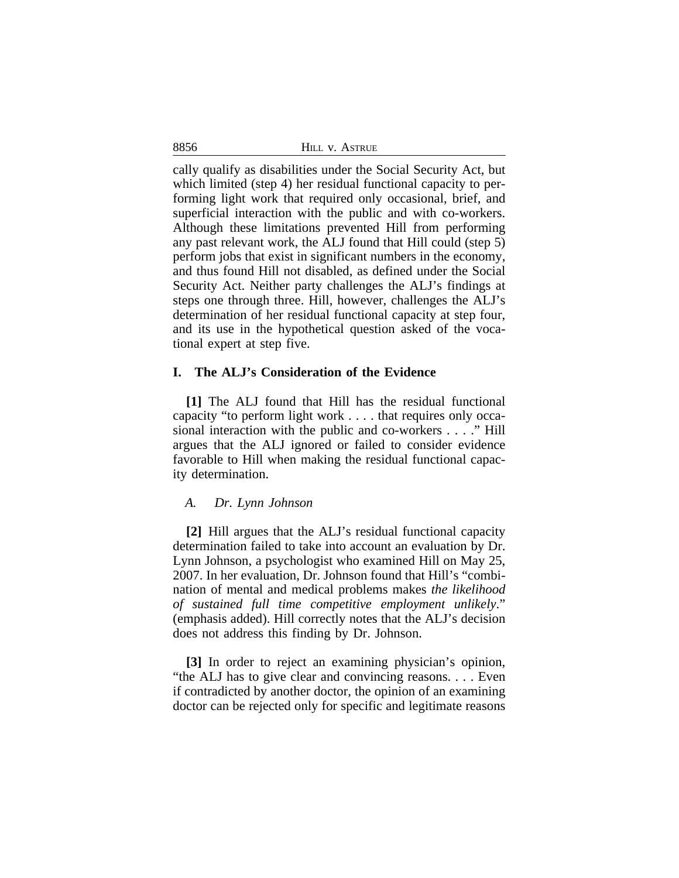cally qualify as disabilities under the Social Security Act, but which limited (step 4) her residual functional capacity to performing light work that required only occasional, brief, and superficial interaction with the public and with co-workers. Although these limitations prevented Hill from performing any past relevant work, the ALJ found that Hill could (step 5) perform jobs that exist in significant numbers in the economy, and thus found Hill not disabled, as defined under the Social Security Act. Neither party challenges the ALJ's findings at steps one through three. Hill, however, challenges the ALJ's determination of her residual functional capacity at step four, and its use in the hypothetical question asked of the vocational expert at step five.

## I. The ALJ's Consideration of the Evidence

**[1]** The ALJ found that Hill has the residual functional capacity "to perform light work . . . . that requires only occasional interaction with the public and co-workers . . . ." Hill argues that the ALJ ignored or failed to consider evidence favorable to Hill when making the residual functional capacity determination.

### *A. Dr. Lynn Johnson*

**[2]** Hill argues that the ALJ's residual functional capacity determination failed to take into account an evaluation by Dr. Lynn Johnson, a psychologist who examined Hill on May 25, 2007. In her evaluation, Dr. Johnson found that Hill's "combination of mental and medical problems makes *the likelihood of sustained full time competitive employment unlikely*." (emphasis added). Hill correctly notes that the ALJ's decision does not address this finding by Dr. Johnson.

**[3]** In order to reject an examining physician's opinion, "the ALJ has to give clear and convincing reasons. . . . Even if contradicted by another doctor, the opinion of an examining doctor can be rejected only for specific and legitimate reasons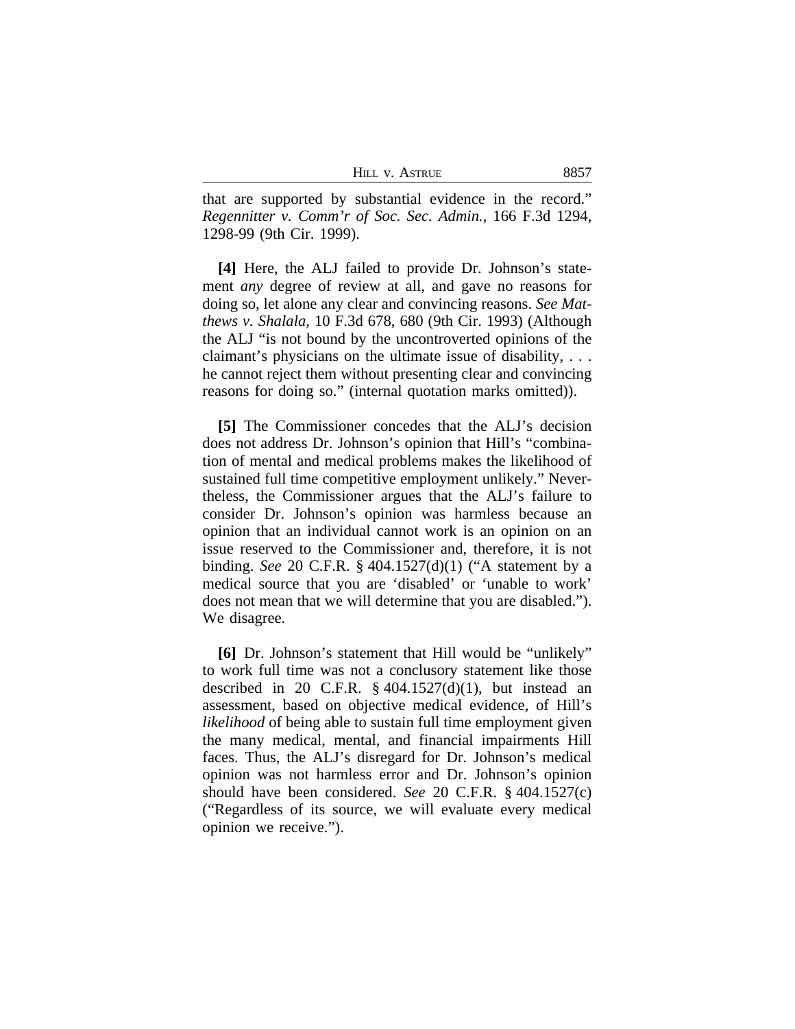that are supported by substantial evidence in the record." *Regennitter v. Comm'r of Soc. Sec. Admin.*, 166 F.3d 1294, 1298-99 (9th Cir. 1999).

**[4]** Here, the ALJ failed to provide Dr. Johnson's statement *any* degree of review at all, and gave no reasons for doing so, let alone any clear and convincing reasons. *See Matthews v. Shalala*, 10 F.3d 678, 680 (9th Cir. 1993) (Although the ALJ "is not bound by the uncontroverted opinions of the claimant's physicians on the ultimate issue of disability, . . . he cannot reject them without presenting clear and convincing reasons for doing so." (internal quotation marks omitted)).

**[5]** The Commissioner concedes that the ALJ's decision does not address Dr. Johnson's opinion that Hill's "combination of mental and medical problems makes the likelihood of sustained full time competitive employment unlikely." Nevertheless, the Commissioner argues that the ALJ's failure to consider Dr. Johnson's opinion was harmless because an opinion that an individual cannot work is an opinion on an issue reserved to the Commissioner and, therefore, it is not binding. *See* 20 C.F.R. § 404.1527(d)(1) ("A statement by a medical source that you are 'disabled' or 'unable to work' does not mean that we will determine that you are disabled."). We disagree.

**[6]** Dr. Johnson's statement that Hill would be "unlikely" to work full time was not a conclusory statement like those described in 20 C.F.R. § 404.1527(d)(1), but instead an assessment, based on objective medical evidence, of Hill's *likelihood* of being able to sustain full time employment given the many medical, mental, and financial impairments Hill faces. Thus, the ALJ's disregard for Dr. Johnson's medical opinion was not harmless error and Dr. Johnson's opinion should have been considered. *See* 20 C.F.R. § 404.1527(c) ("Regardless of its source, we will evaluate every medical opinion we receive.").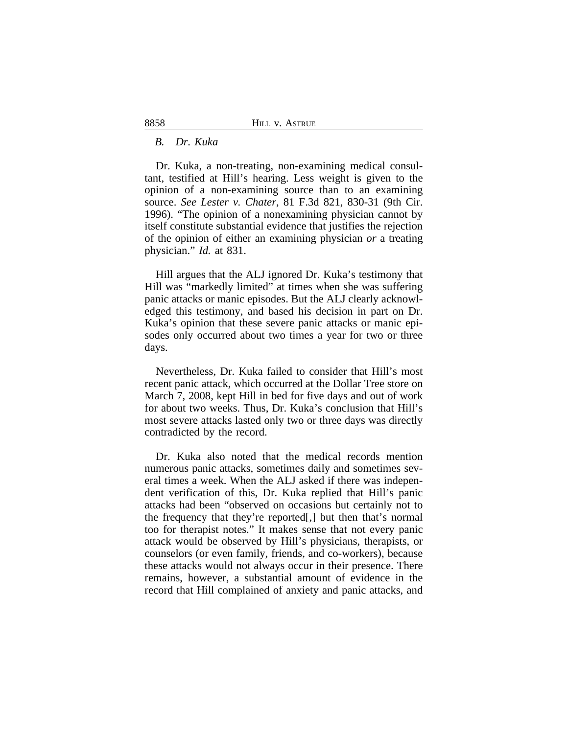### *B. Dr. Kuka*

Dr. Kuka, a non-treating, non-examining medical consultant, testified at Hill's hearing. Less weight is given to the opinion of a non-examining source than to an examining source. *See Lester v. Chater*, 81 F.3d 821, 830-31 (9th Cir. 1996). "The opinion of a nonexamining physician cannot by itself constitute substantial evidence that justifies the rejection of the opinion of either an examining physician *or* a treating physician." *Id.* at 831.

Hill argues that the ALJ ignored Dr. Kuka's testimony that Hill was "markedly limited" at times when she was suffering panic attacks or manic episodes. But the ALJ clearly acknowledged this testimony, and based his decision in part on Dr. Kuka's opinion that these severe panic attacks or manic episodes only occurred about two times a year for two or three days.

Nevertheless, Dr. Kuka failed to consider that Hill's most recent panic attack, which occurred at the Dollar Tree store on March 7, 2008, kept Hill in bed for five days and out of work for about two weeks. Thus, Dr. Kuka's conclusion that Hill's most severe attacks lasted only two or three days was directly contradicted by the record.

Dr. Kuka also noted that the medical records mention numerous panic attacks, sometimes daily and sometimes several times a week. When the ALJ asked if there was independent verification of this, Dr. Kuka replied that Hill's panic attacks had been "observed on occasions but certainly not to the frequency that they're reported[,] but then that's normal too for therapist notes." It makes sense that not every panic attack would be observed by Hill's physicians, therapists, or counselors (or even family, friends, and co-workers), because these attacks would not always occur in their presence. There remains, however, a substantial amount of evidence in the record that Hill complained of anxiety and panic attacks, and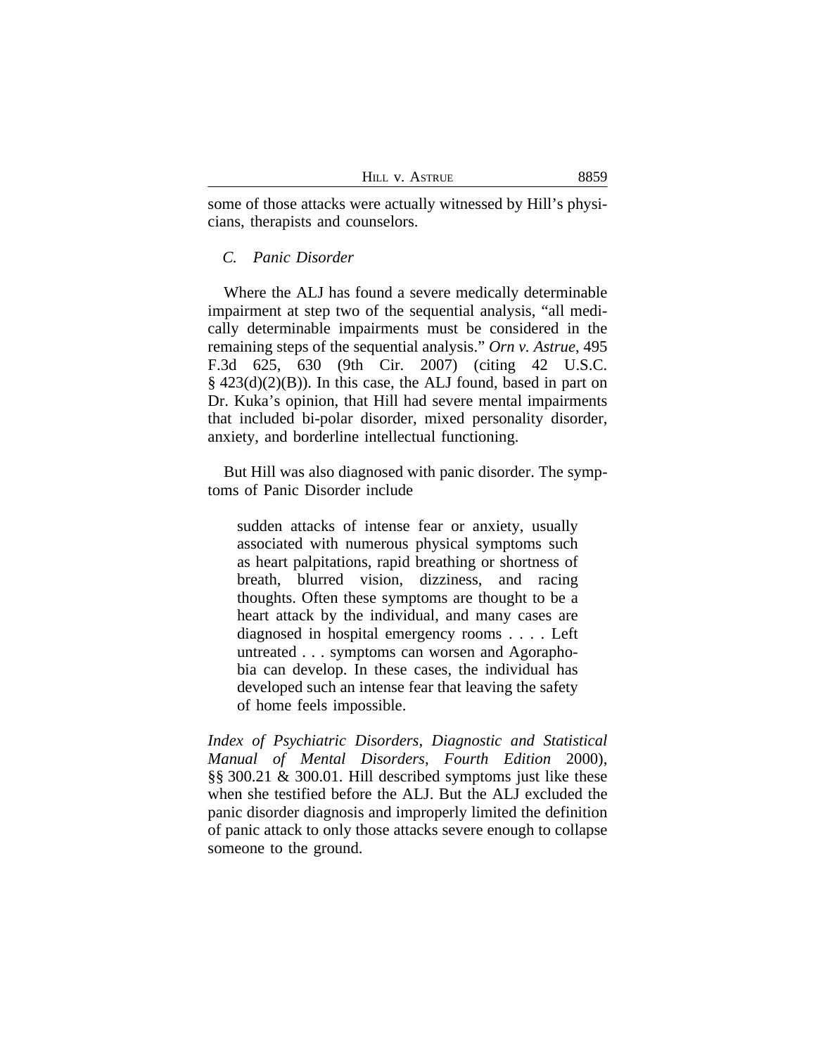some of those attacks were actually witnessed by Hill's physicians, therapists and counselors.

### *C. Panic Disorder*

Where the ALJ has found a severe medically determinable impairment at step two of the sequential analysis, "all medically determinable impairments must be considered in the remaining steps of the sequential analysis." *Orn v. Astrue*, 495 F.3d 625, 630 (9th Cir. 2007) (citing 42 U.S.C. § 423(d)(2)(B)). In this case, the ALJ found, based in part on Dr. Kuka's opinion, that Hill had severe mental impairments that included bi-polar disorder, mixed personality disorder, anxiety, and borderline intellectual functioning.

But Hill was also diagnosed with panic disorder. The symptoms of Panic Disorder include

> sudden attacks of intense fear or anxiety, usually associated with numerous physical symptoms such as heart palpitations, rapid breathing or shortness of breath, blurred vision, dizziness, and racing thoughts. Often these symptoms are thought to be a heart attack by the individual, and many cases are diagnosed in hospital emergency rooms . . . . Left untreated . . . symptoms can worsen and Agoraphobia can develop. In these cases, the individual has developed such an intense fear that leaving the safety of home feels impossible.

*Index of Psychiatric Disorders*, *Diagnostic and Statistical Manual of Mental Disorders*, *Fourth Edition* 2000), §§ 300.21 & 300.01. Hill described symptoms just like these when she testified before the ALJ. But the ALJ excluded the panic disorder diagnosis and improperly limited the definition of panic attack to only those attacks severe enough to collapse someone to the ground.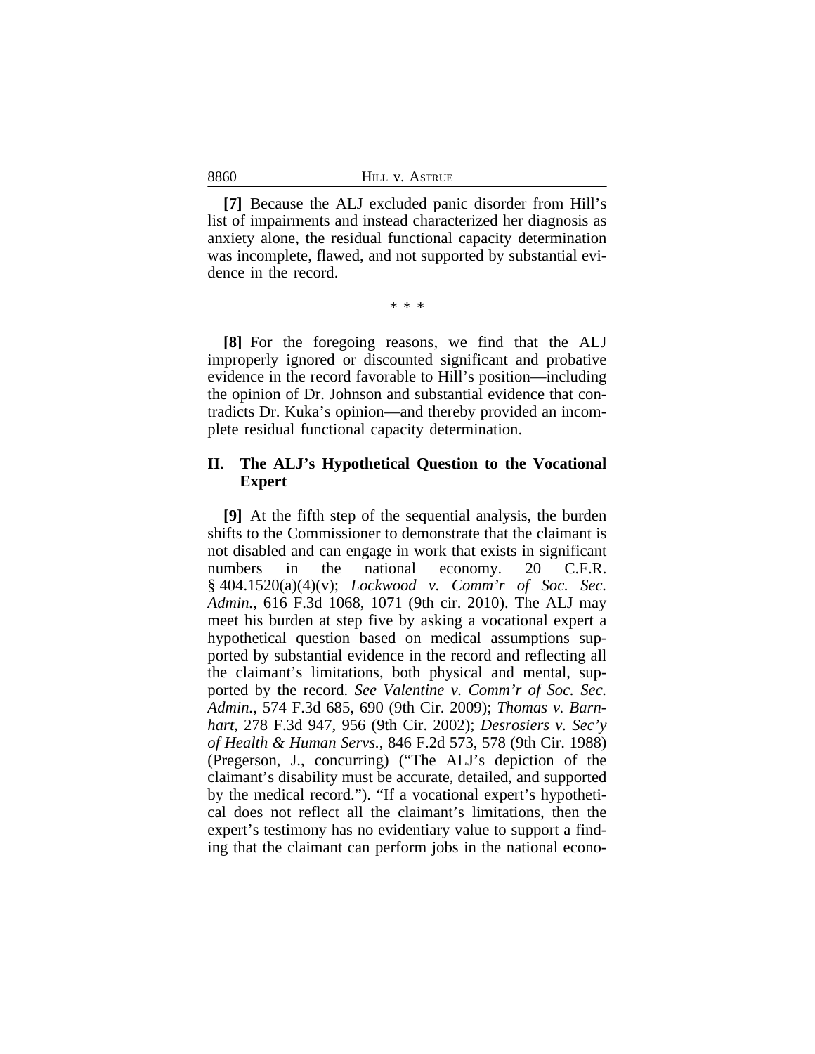**[7]** Because the ALJ excluded panic disorder from Hill's list of impairments and instead characterized her diagnosis as anxiety alone, the residual functional capacity determination was incomplete, flawed, and not supported by substantial evidence in the record.

\* \* \*

**[8]** For the foregoing reasons, we find that the ALJ improperly ignored or discounted significant and probative evidence in the record favorable to Hill's position—including the opinion of Dr. Johnson and substantial evidence that contradicts Dr. Kuka's opinion—and thereby provided an incomplete residual functional capacity determination.

## II. The ALJ's Hypothetical Question to the Vocational Expert

**[9]** At the fifth step of the sequential analysis, the burden shifts to the Commissioner to demonstrate that the claimant is not disabled and can engage in work that exists in significant numbers in the national economy. 20 C.F.R. § 404.1520(a)(4)(v); *Lockwood v. Comm'r of Soc. Sec. Admin.*, 616 F.3d 1068, 1071 (9th cir. 2010). The ALJ may meet his burden at step five by asking a vocational expert a hypothetical question based on medical assumptions supported by substantial evidence in the record and reflecting all the claimant's limitations, both physical and mental, supported by the record. *See Valentine v. Comm'r of Soc. Sec. Admin.*, 574 F.3d 685, 690 (9th Cir. 2009); *Thomas v. Barnhart*, 278 F.3d 947, 956 (9th Cir. 2002); *Desrosiers v. Sec'y of Health & Human Servs.*, 846 F.2d 573, 578 (9th Cir. 1988) (Pregerson, J., concurring) ("The ALJ's depiction of the claimant's disability must be accurate, detailed, and supported by the medical record."). "If a vocational expert's hypothetical does not reflect all the claimant's limitations, then the expert's testimony has no evidentiary value to support a finding that the claimant can perform jobs in the national econo-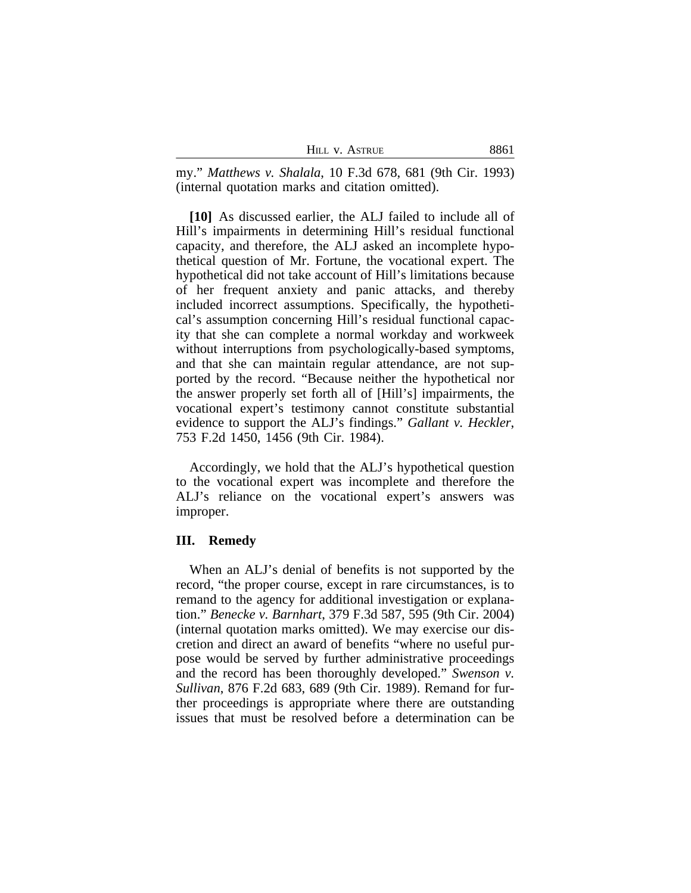my." *Matthews v. Shalala*, 10 F.3d 678, 681 (9th Cir. 1993) (internal quotation marks and citation omitted).

**[10]** As discussed earlier, the ALJ failed to include all of Hill's impairments in determining Hill's residual functional capacity, and therefore, the ALJ asked an incomplete hypothetical question of Mr. Fortune, the vocational expert. The hypothetical did not take account of Hill's limitations because of her frequent anxiety and panic attacks, and thereby included incorrect assumptions. Specifically, the hypothetical's assumption concerning Hill's residual functional capacity that she can complete a normal workday and workweek without interruptions from psychologically-based symptoms, and that she can maintain regular attendance, are not supported by the record. "Because neither the hypothetical nor the answer properly set forth all of [Hill's] impairments, the vocational expert's testimony cannot constitute substantial evidence to support the ALJ's findings." *Gallant v. Heckler*, 753 F.2d 1450, 1456 (9th Cir. 1984).

Accordingly, we hold that the ALJ's hypothetical question to the vocational expert was incomplete and therefore the ALJ's reliance on the vocational expert's answers was improper.

### III. Remedy

When an ALJ's denial of benefits is not supported by the record, "the proper course, except in rare circumstances, is to remand to the agency for additional investigation or explanation." *Benecke v. Barnhart*, 379 F.3d 587, 595 (9th Cir. 2004) (internal quotation marks omitted). We may exercise our discretion and direct an award of benefits "where no useful purpose would be served by further administrative proceedings and the record has been thoroughly developed." *Swenson v. Sullivan*, 876 F.2d 683, 689 (9th Cir. 1989). Remand for further proceedings is appropriate where there are outstanding issues that must be resolved before a determination can be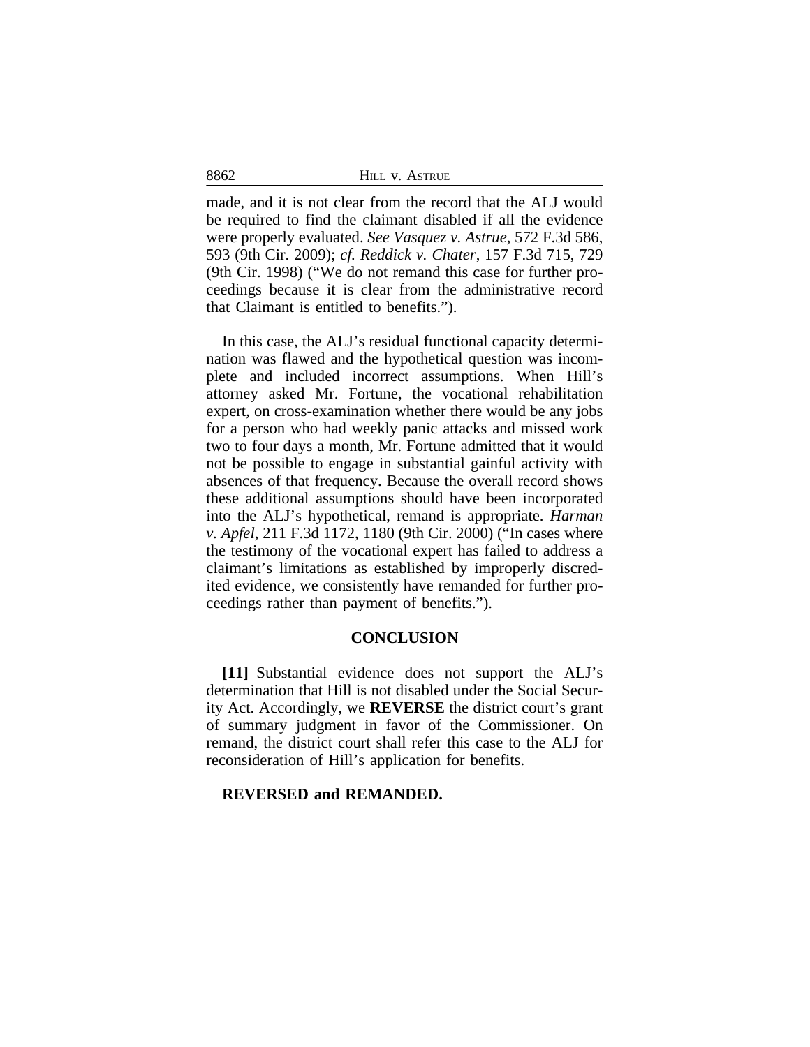made, and it is not clear from the record that the ALJ would be required to find the claimant disabled if all the evidence were properly evaluated. *See Vasquez v. Astrue*, 572 F.3d 586, 593 (9th Cir. 2009); *cf. Reddick v. Chater*, 157 F.3d 715, 729 (9th Cir. 1998) ("We do not remand this case for further proceedings because it is clear from the administrative record that Claimant is entitled to benefits.").

In this case, the ALJ's residual functional capacity determination was flawed and the hypothetical question was incomplete and included incorrect assumptions. When Hill's attorney asked Mr. Fortune, the vocational rehabilitation expert, on cross-examination whether there would be any jobs for a person who had weekly panic attacks and missed work two to four days a month, Mr. Fortune admitted that it would not be possible to engage in substantial gainful activity with absences of that frequency. Because the overall record shows these additional assumptions should have been incorporated into the ALJ's hypothetical, remand is appropriate. *Harman v. Apfel*, 211 F.3d 1172, 1180 (9th Cir. 2000) ("In cases where the testimony of the vocational expert has failed to address a claimant's limitations as established by improperly discredited evidence, we consistently have remanded for further proceedings rather than payment of benefits.").

## CONCLUSION

**[11]** Substantial evidence does not support the ALJ's determination that Hill is not disabled under the Social Security Act. Accordingly, we **REVERSE** the district court's grant of summary judgment in favor of the Commissioner. On remand, the district court shall refer this case to the ALJ for reconsideration of Hill's application for benefits.

**REVERSED and REMANDED.**